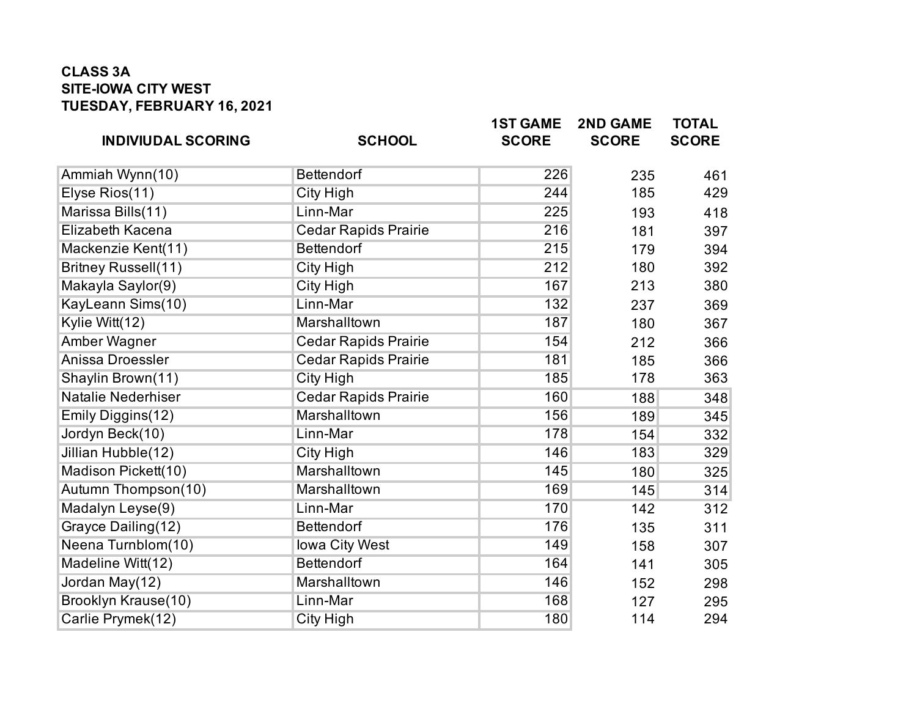**CLASS 3A**
**SITE-IOWA CITY WEST**
**TUESDAY, FEBRUARY 16, 2021**

| INDIVIUDAL SCORING | SCHOOL | 1ST GAME SCORE | 2ND GAME SCORE | TOTAL SCORE |
|---|---|---|---|---|
| Ammiah Wynn(10) | Bettendorf | 226 | 235 | 461 |
| Elyse Rios(11) | City High | 244 | 185 | 429 |
| Marissa Bills(11) | Linn-Mar | 225 | 193 | 418 |
| Elizabeth Kacena | Cedar Rapids Prairie | 216 | 181 | 397 |
| Mackenzie Kent(11) | Bettendorf | 215 | 179 | 394 |
| Britney Russell(11) | City High | 212 | 180 | 392 |
| Makayla Saylor(9) | City High | 167 | 213 | 380 |
| KayLeann Sims(10) | Linn-Mar | 132 | 237 | 369 |
| Kylie Witt(12) | Marshalltown | 187 | 180 | 367 |
| Amber Wagner | Cedar Rapids Prairie | 154 | 212 | 366 |
| Anissa Droessler | Cedar Rapids Prairie | 181 | 185 | 366 |
| Shaylin Brown(11) | City High | 185 | 178 | 363 |
| Natalie Nederhiser | Cedar Rapids Prairie | 160 | 188 | 348 |
| Emily Diggins(12) | Marshalltown | 156 | 189 | 345 |
| Jordyn Beck(10) | Linn-Mar | 178 | 154 | 332 |
| Jillian Hubble(12) | City High | 146 | 183 | 329 |
| Madison Pickett(10) | Marshalltown | 145 | 180 | 325 |
| Autumn Thompson(10) | Marshalltown | 169 | 145 | 314 |
| Madalyn Leyse(9) | Linn-Mar | 170 | 142 | 312 |
| Grayce Dailing(12) | Bettendorf | 176 | 135 | 311 |
| Neena Turnblom(10) | Iowa City West | 149 | 158 | 307 |
| Madeline Witt(12) | Bettendorf | 164 | 141 | 305 |
| Jordan May(12) | Marshalltown | 146 | 152 | 298 |
| Brooklyn Krause(10) | Linn-Mar | 168 | 127 | 295 |
| Carlie Prymek(12) | City High | 180 | 114 | 294 |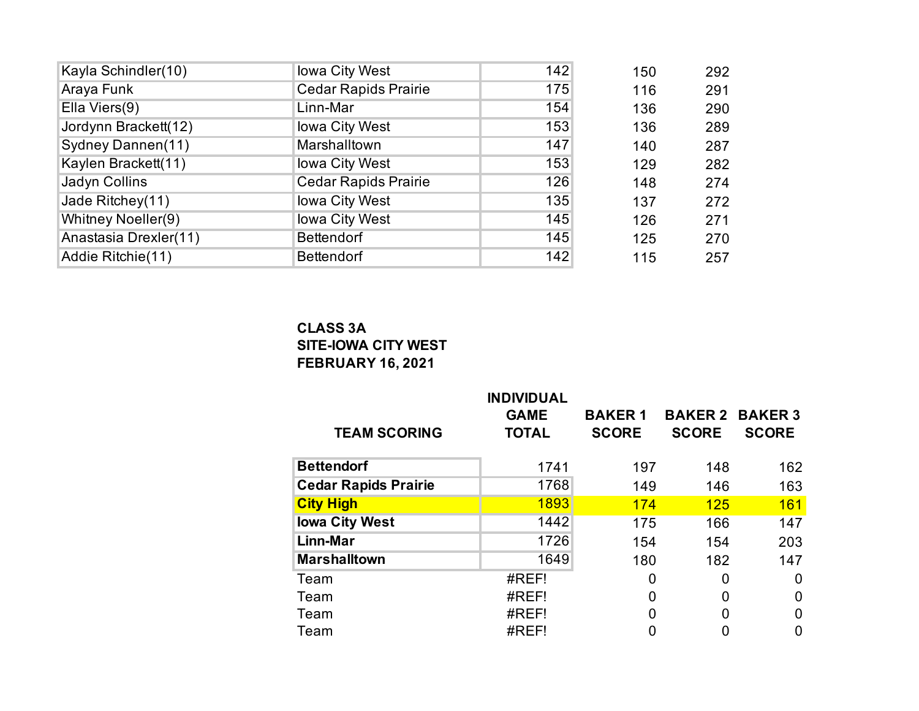| | | | | |
|---|---|---|---|---|
| Kayla Schindler(10) | Iowa City West | 142 | 150 | 292 |
| Araya Funk | Cedar Rapids Prairie | 175 | 116 | 291 |
| Ella Viers(9) | Linn-Mar | 154 | 136 | 290 |
| Jordynn Brackett(12) | Iowa City West | 153 | 136 | 289 |
| Sydney Dannen(11) | Marshalltown | 147 | 140 | 287 |
| Kaylen Brackett(11) | Iowa City West | 153 | 129 | 282 |
| Jadyn Collins | Cedar Rapids Prairie | 126 | 148 | 274 |
| Jade Ritchey(11) | Iowa City West | 135 | 137 | 272 |
| Whitney Noeller(9) | Iowa City West | 145 | 126 | 271 |
| Anastasia Drexler(11) | Bettendorf | 145 | 125 | 270 |
| Addie Ritchie(11) | Bettendorf | 142 | 115 | 257 |

**CLASS 3A**
**SITE-IOWA CITY WEST**
**FEBRUARY 16, 2021**

| TEAM SCORING | INDIVIDUAL GAME TOTAL | BAKER 1 SCORE | BAKER 2 SCORE | BAKER 3 SCORE |
|---|---|---|---|---|
| **Bettendorf** | 1741 | 197 | 148 | 162 |
| **Cedar Rapids Prairie** | 1768 | 149 | 146 | 163 |
| **City High** | 1893 | 174 | 125 | 161 |
| **Iowa City West** | 1442 | 175 | 166 | 147 |
| **Linn-Mar** | 1726 | 154 | 154 | 203 |
| **Marshalltown** | 1649 | 180 | 182 | 147 |
| Team | #REF! | 0 | 0 | 0 |
| Team | #REF! | 0 | 0 | 0 |
| Team | #REF! | 0 | 0 | 0 |
| Team | #REF! | 0 | 0 | 0 |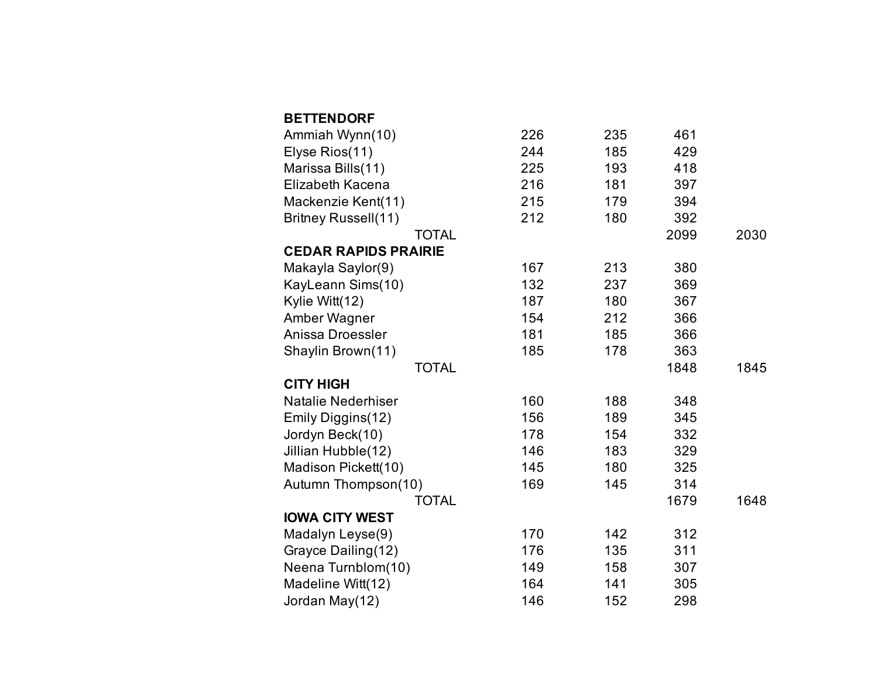| | | | | |
|---|---|---|---|---|
| **BETTENDORF** | | | | |
| Ammiah Wynn(10) | 226 | 235 | 461 | |
| Elyse Rios(11) | 244 | 185 | 429 | |
| Marissa Bills(11) | 225 | 193 | 418 | |
| Elizabeth Kacena | 216 | 181 | 397 | |
| Mackenzie Kent(11) | 215 | 179 | 394 | |
| Britney Russell(11) | 212 | 180 | 392 | |
| TOTAL | | | 2099 | 2030 |
| **CEDAR RAPIDS PRAIRIE** | | | | |
| Makayla Saylor(9) | 167 | 213 | 380 | |
| KayLeann Sims(10) | 132 | 237 | 369 | |
| Kylie Witt(12) | 187 | 180 | 367 | |
| Amber Wagner | 154 | 212 | 366 | |
| Anissa Droessler | 181 | 185 | 366 | |
| Shaylin Brown(11) | 185 | 178 | 363 | |
| TOTAL | | | 1848 | 1845 |
| **CITY HIGH** | | | | |
| Natalie Nederhiser | 160 | 188 | 348 | |
| Emily Diggins(12) | 156 | 189 | 345 | |
| Jordyn Beck(10) | 178 | 154 | 332 | |
| Jillian Hubble(12) | 146 | 183 | 329 | |
| Madison Pickett(10) | 145 | 180 | 325 | |
| Autumn Thompson(10) | 169 | 145 | 314 | |
| TOTAL | | | 1679 | 1648 |
| **IOWA CITY WEST** | | | | |
| Madalyn Leyse(9) | 170 | 142 | 312 | |
| Grayce Dailing(12) | 176 | 135 | 311 | |
| Neena Turnblom(10) | 149 | 158 | 307 | |
| Madeline Witt(12) | 164 | 141 | 305 | |
| Jordan May(12) | 146 | 152 | 298 | |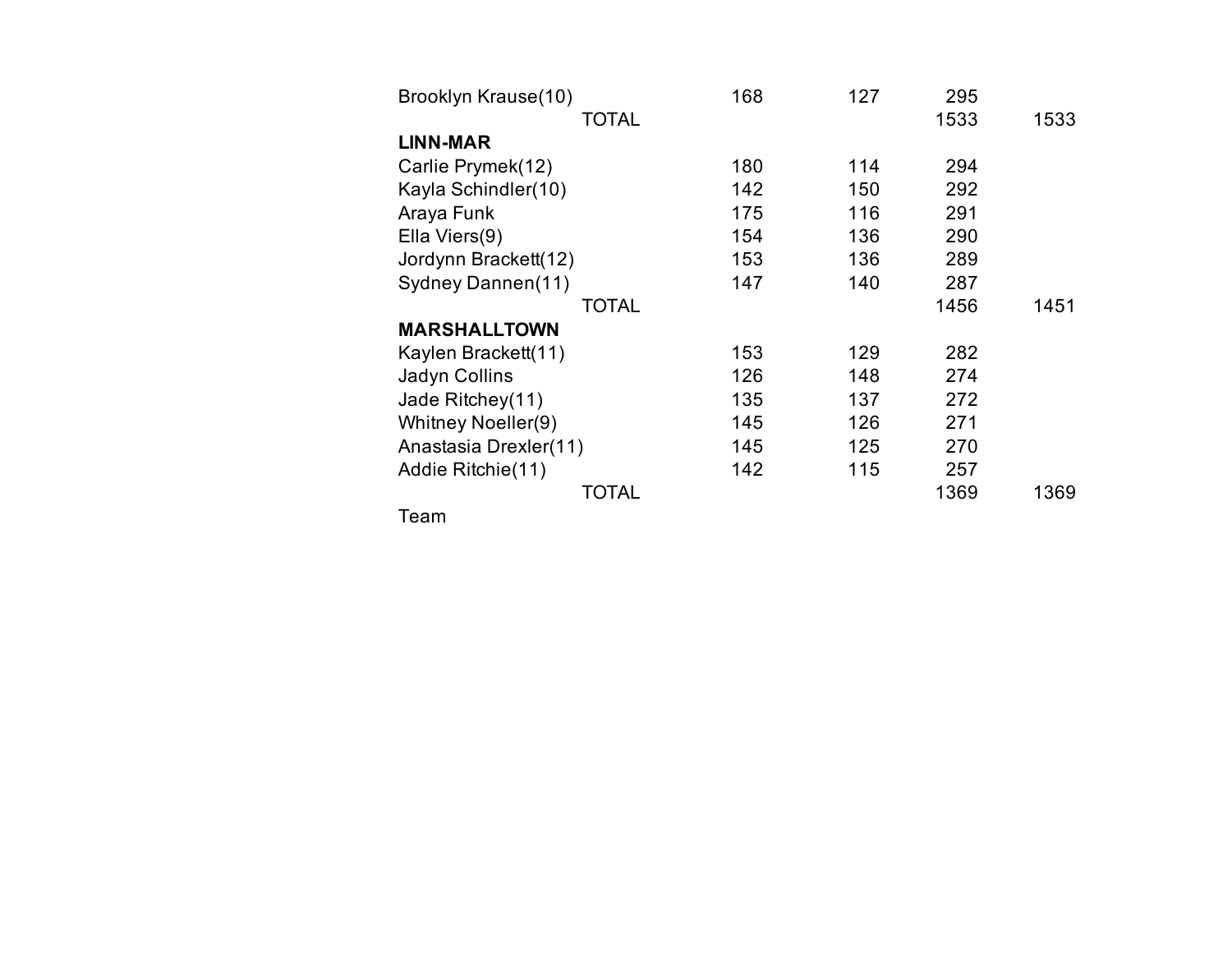| | | | | | |
|---|---|---|---|---|---|
| Brooklyn Krause(10) | | 168 | 127 | 295 | |
| | TOTAL | | | 1533 | 1533 |
| **LINN-MAR** | | | | | |
| Carlie Prymek(12) | | 180 | 114 | 294 | |
| Kayla Schindler(10) | | 142 | 150 | 292 | |
| Araya Funk | | 175 | 116 | 291 | |
| Ella Viers(9) | | 154 | 136 | 290 | |
| Jordynn Brackett(12) | | 153 | 136 | 289 | |
| Sydney Dannen(11) | | 147 | 140 | 287 | |
| | TOTAL | | | 1456 | 1451 |
| **MARSHALLTOWN** | | | | | |
| Kaylen Brackett(11) | | 153 | 129 | 282 | |
| Jadyn Collins | | 126 | 148 | 274 | |
| Jade Ritchey(11) | | 135 | 137 | 272 | |
| Whitney Noeller(9) | | 145 | 126 | 271 | |
| Anastasia Drexler(11) | | 145 | 125 | 270 | |
| Addie Ritchie(11) | | 142 | 115 | 257 | |
| | TOTAL | | | 1369 | 1369 |
| Team | | | | | |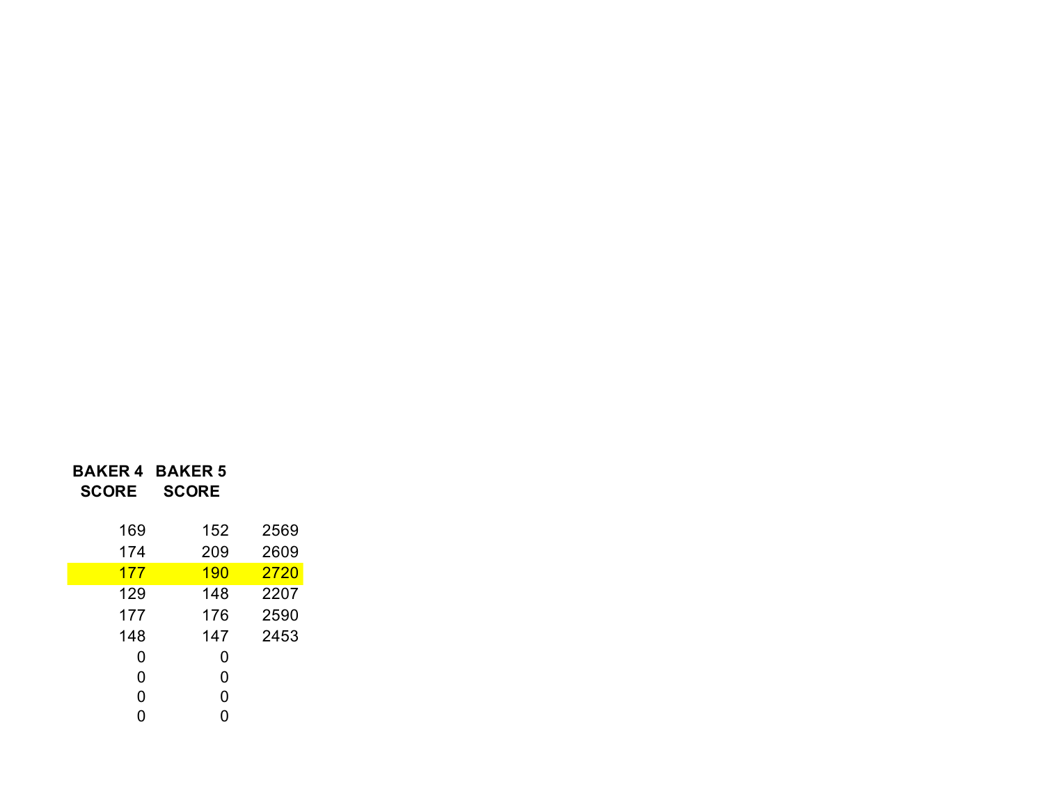| BAKER 4 SCORE | BAKER 5 SCORE | |
|---|---|---|
| 169 | 152 | 2569 |
| 174 | 209 | 2609 |
| 177 | 190 | 2720 |
| 129 | 148 | 2207 |
| 177 | 176 | 2590 |
| 148 | 147 | 2453 |
| 0 | 0 | |
| 0 | 0 | |
| 0 | 0 | |
| 0 | 0 | |